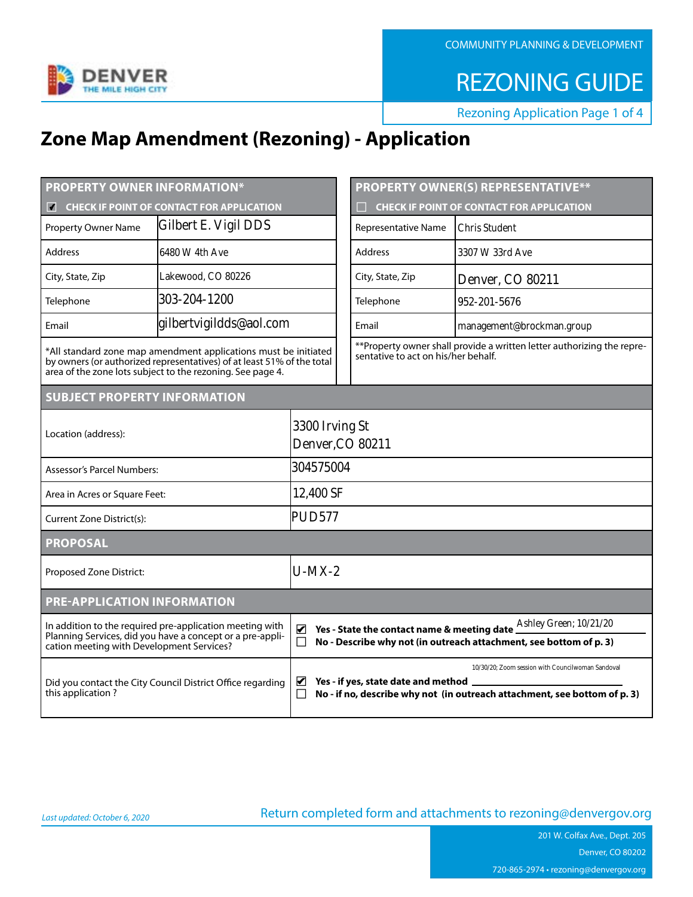COMMUNITY PLANNING & DEVELOPMENT

# REZONING GUIDE

Rezoning Application Page 1 of 4

# Zone Map Amendment (Rezoning) - Application

| PROPERTY OWNER INFORMATION* | |
|---|---|
| ☑ CHECK IF POINT OF CONTACT FOR APPLICATION | |
| Property Owner Name | Gilbert E. Vigil DDS |
| Address | 6480 W 4th Ave |
| City, State, Zip | Lakewood, CO 80226 |
| Telephone | 303-204-1200 |
| Email | gilbertvigildds@aol.com |

*All standard zone map amendment applications must be initiated by owners (or authorized representatives) of at least 51% of the total area of the zone lots subject to the rezoning. See page 4.

| PROPERTY OWNER(S) REPRESENTATIVE** | |
|---|---|
| ☐ CHECK IF POINT OF CONTACT FOR APPLICATION | |
| Representative Name | Chris Student |
| Address | 3307 W 33rd Ave |
| City, State, Zip | Denver, CO 80211 |
| Telephone | 952-201-5676 |
| Email | management@brockman.group |

**Property owner shall provide a written letter authorizing the representative to act on his/her behalf.

| SUBJECT PROPERTY INFORMATION | |
|---|---|
| Location (address): | 3300 Irving St Denver,CO 80211 |
| Assessor's Parcel Numbers: | 304575004 |
| Area in Acres or Square Feet: | 12,400 SF |
| Current Zone District(s): | PUD577 |

| PROPOSAL | |
|---|---|
| Proposed Zone District: | U-MX-2 |

| PRE-APPLICATION INFORMATION | |
|---|---|
| In addition to the required pre-application meeting with Planning Services, did you have a concept or a pre-application meeting with Development Services? | ☑ **Yes - State the contact name & meeting date** Ashley Green; 10/21/20<br>☐ **No - Describe why not (in outreach attachment, see bottom of p. 3)** |
| Did you contact the City Council District Office regarding this application ? | ☑ **Yes - if yes, state date and method** 10/30/20; Zoom session with Councilwoman Sandoval<br>☐ **No - if no, describe why not (in outreach attachment, see bottom of p. 3)** |

*Last updated: October 6, 2020*

Return completed form and attachments to rezoning@denvergov.org

201 W. Colfax Ave., Dept. 205
Denver, CO 80202
720-865-2974 • rezoning@denvergov.org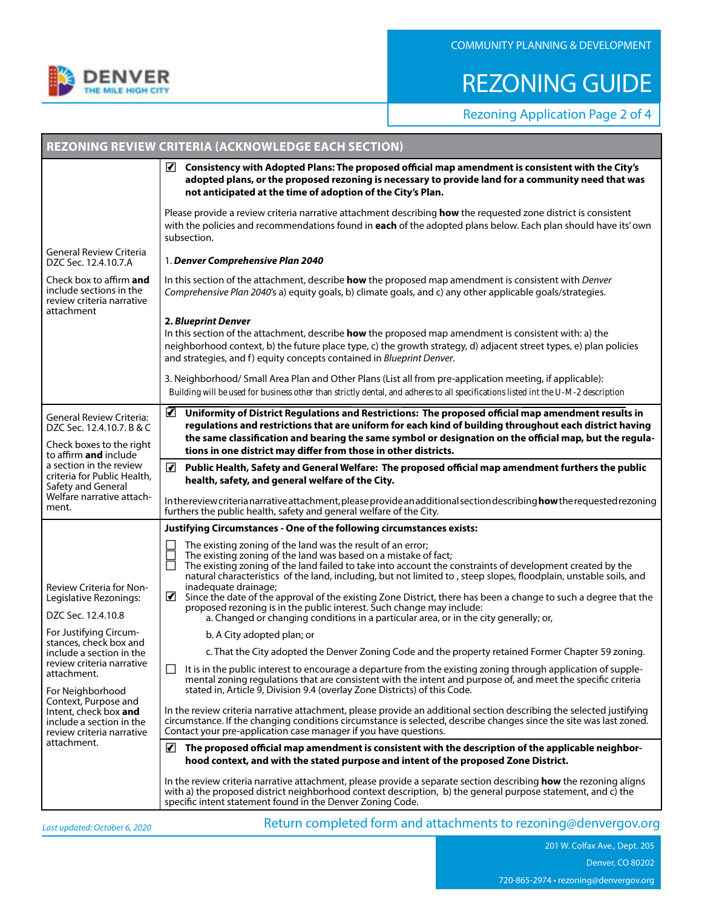COMMUNITY PLANNING & DEVELOPMENT

# REZONING GUIDE

Rezoning Application Page 2 of 4

## REZONING REVIEW CRITERIA (ACKNOWLEDGE EACH SECTION)

| | |
|---|---|
| General Review Criteria DZC Sec. 12.4.10.7.A<br><br>Check box to affirm **and** include sections in the review criteria narrative attachment | ☑ **Consistency with Adopted Plans: The proposed official map amendment is consistent with the City's adopted plans, or the proposed rezoning is necessary to provide land for a community need that was not anticipated at the time of adoption of the City's Plan.**<br><br>Please provide a review criteria narrative attachment describing **how** the requested zone district is consistent with the policies and recommendations found in **each** of the adopted plans below. Each plan should have its' own subsection.<br><br>1. ***Denver Comprehensive Plan 2040***<br><br>In this section of the attachment, describe **how** the proposed map amendment is consistent with *Denver Comprehensive Plan 2040*'s a) equity goals, b) climate goals, and c) any other applicable goals/strategies.<br><br>**2. *Blueprint Denver***<br>In this section of the attachment, describe **how** the proposed map amendment is consistent with: a) the neighborhood context, b) the future place type, c) the growth strategy, d) adjacent street types, e) plan policies and strategies, and f) equity concepts contained in *Blueprint Denver*.<br><br>3. Neighborhood/ Small Area Plan and Other Plans (List all from pre-application meeting, if applicable):<br>Building will be used for business other than strictly dental, and adheres to all specifications listed int the U-M-2 description |
| General Review Criteria: DZC Sec. 12.4.10.7. B & C<br><br>Check boxes to the right to affirm **and** include a section in the review criteria for Public Health, Safety and General Welfare narrative attachment. | ☑ **Uniformity of District Regulations and Restrictions: The proposed official map amendment results in regulations and restrictions that are uniform for each kind of building throughout each district having the same classification and bearing the same symbol or designation on the official map, but the regulations in one district may differ from those in other districts.**<br><br>☑ **Public Health, Safety and General Welfare: The proposed official map amendment furthers the public health, safety, and general welfare of the City.**<br><br>In the review criteria narrative attachment, please provide an additional section describing **how** the requested rezoning furthers the public health, safety and general welfare of the City. |
| Review Criteria for Non-Legislative Rezonings:<br><br>DZC Sec. 12.4.10.8<br><br>For Justifying Circumstances, check box and include a section in the review criteria narrative attachment.<br><br>For Neighborhood Context, Purpose and Intent, check box **and** include a section in the review criteria narrative attachment. | **Justifying Circumstances - One of the following circumstances exists:**<br><br>☐ The existing zoning of the land was the result of an error;<br>☐ The existing zoning of the land was based on a mistake of fact;<br>☐ The existing zoning of the land failed to take into account the constraints of development created by the natural characteristics of the land, including, but not limited to , steep slopes, floodplain, unstable soils, and inadequate drainage;<br>☑ Since the date of the approval of the existing Zone District, there has been a change to such a degree that the proposed rezoning is in the public interest. Such change may include:<br>a. Changed or changing conditions in a particular area, or in the city generally; or,<br>b. A City adopted plan; or<br>c. That the City adopted the Denver Zoning Code and the property retained Former Chapter 59 zoning.<br><br>☐ It is in the public interest to encourage a departure from the existing zoning through application of supplemental zoning regulations that are consistent with the intent and purpose of, and meet the specific criteria stated in, Article 9, Division 9.4 (overlay Zone Districts) of this Code.<br><br>In the review criteria narrative attachment, please provide an additional section describing the selected justifying circumstance. If the changing conditions circumstance is selected, describe changes since the site was last zoned. Contact your pre-application case manager if you have questions.<br><br>☑ **The proposed official map amendment is consistent with the description of the applicable neighborhood context, and with the stated purpose and intent of the proposed Zone District.**<br><br>In the review criteria narrative attachment, please provide a separate section describing **how** the rezoning aligns with a) the proposed district neighborhood context description, b) the general purpose statement, and c) the specific intent statement found in the Denver Zoning Code. |

*Last updated: October 6, 2020*

Return completed form and attachments to rezoning@denvergov.org

201 W. Colfax Ave., Dept. 205
Denver, CO 80202
720-865-2974 • rezoning@denvergov.org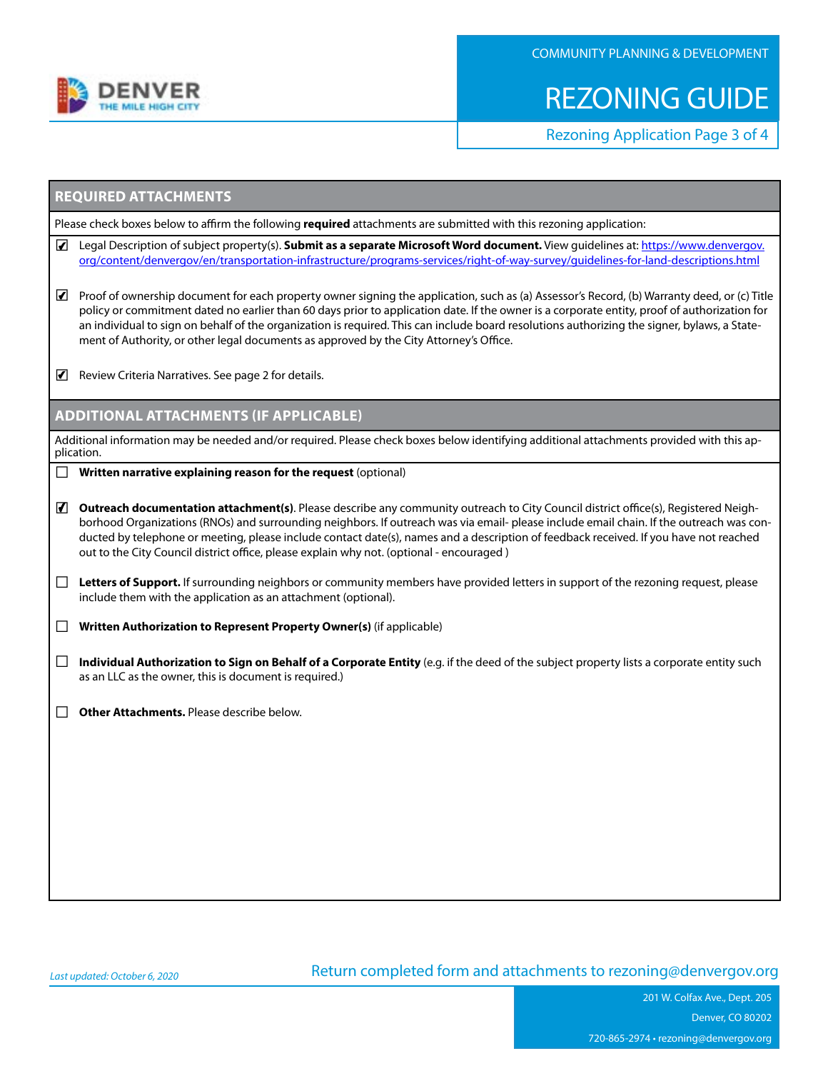## REQUIRED ATTACHMENTS

Please check boxes below to affirm the following **required** attachments are submitted with this rezoning application:

- ☑ Legal Description of subject property(s). **Submit as a separate Microsoft Word document.** View guidelines at: https://www.denvergov.org/content/denvergov/en/transportation-infrastructure/programs-services/right-of-way-survey/guidelines-for-land-descriptions.html

- ☑ Proof of ownership document for each property owner signing the application, such as (a) Assessor's Record, (b) Warranty deed, or (c) Title policy or commitment dated no earlier than 60 days prior to application date. If the owner is a corporate entity, proof of authorization for an individual to sign on behalf of the organization is required. This can include board resolutions authorizing the signer, bylaws, a Statement of Authority, or other legal documents as approved by the City Attorney's Office.

- ☑ Review Criteria Narratives. See page 2 for details.

## ADDITIONAL ATTACHMENTS (IF APPLICABLE)

Additional information may be needed and/or required. Please check boxes below identifying additional attachments provided with this application.

- ☐ **Written narrative explaining reason for the request** (optional)

- ☑ **Outreach documentation attachment(s)**. Please describe any community outreach to City Council district office(s), Registered Neighborhood Organizations (RNOs) and surrounding neighbors. If outreach was via email- please include email chain. If the outreach was conducted by telephone or meeting, please include contact date(s), names and a description of feedback received. If you have not reached out to the City Council district office, please explain why not. (optional - encouraged )

- ☐ **Letters of Support.** If surrounding neighbors or community members have provided letters in support of the rezoning request, please include them with the application as an attachment (optional).

- ☐ **Written Authorization to Represent Property Owner(s)** (if applicable)

- ☐ **Individual Authorization to Sign on Behalf of a Corporate Entity** (e.g. if the deed of the subject property lists a corporate entity such as an LLC as the owner, this is document is required.)

- ☐ **Other Attachments.** Please describe below.

*Last updated: October 6, 2020*

Return completed form and attachments to rezoning@denvergov.org

201 W. Colfax Ave., Dept. 205
Denver, CO 80202
720-865-2974 • rezoning@denvergov.org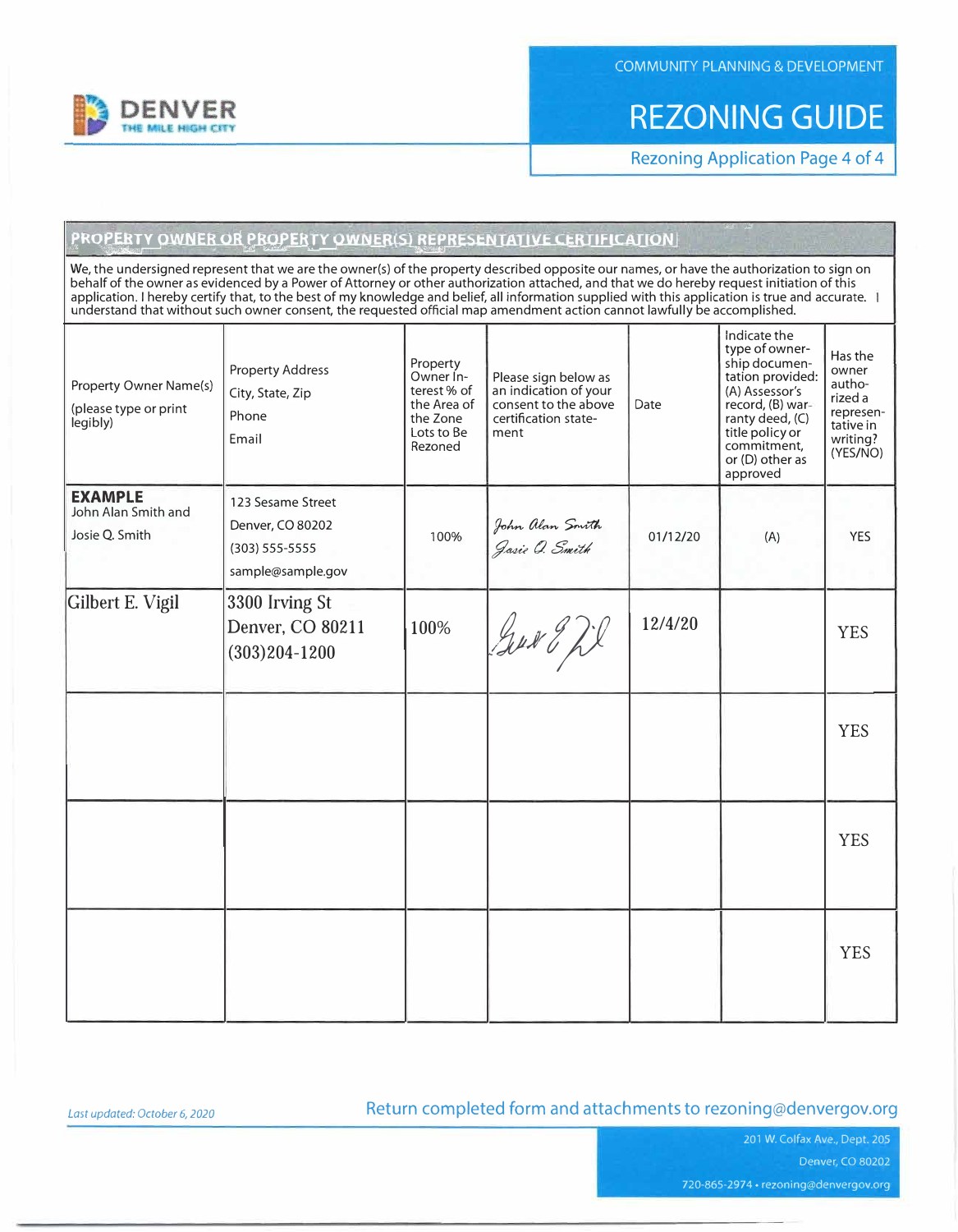COMMUNITY PLANNING & DEVELOPMENT

# REZONING GUIDE

Rezoning Application Page 4 of 4

## PROPERTY OWNER OR PROPERTY OWNER(S) REPRESENTATIVE CERTIFICATION

We, the undersigned represent that we are the owner(s) of the property described opposite our names, or have the authorization to sign on behalf of the owner as evidenced by a Power of Attorney or other authorization attached, and that we do hereby request initiation of this application. I hereby certify that, to the best of my knowledge and belief, all information supplied with this application is true and accurate. I understand that without such owner consent, the requested official map amendment action cannot lawfully be accomplished.

| Property Owner Name(s) (please type or print legibly) | Property Address City, State, Zip Phone Email | Property Owner Interest % of the Area of the Zone Lots to Be Rezoned | Please sign below as an indication of your consent to the above certification statement | Date | Indicate the type of ownership documentation provided: (A) Assessor's record, (B) warranty deed, (C) title policy or commitment, or (D) other as approved | Has the owner authorized a representative in writing? (YES/NO) |
|---|---|---|---|---|---|---|
| **EXAMPLE** John Alan Smith and Josie Q. Smith | 123 Sesame Street Denver, CO 80202 (303) 555-5555 sample@sample.gov | 100% | John Alan Smith Josie Q. Smith | 01/12/20 | (A) | YES |
| Gilbert E. Vigil | 3300 Irving St Denver, CO 80211 (303)204-1200 | 100% | Gilbert E. Vigil | 12/4/20 | | YES |
| | | | | | | YES |
| | | | | | | YES |
| | | | | | | YES |

*Last updated: October 6, 2020*

Return completed form and attachments to rezoning@denvergov.org

201 W. Colfax Ave., Dept. 205
Denver, CO 80202
720-865-2974 • rezoning@denvergov.org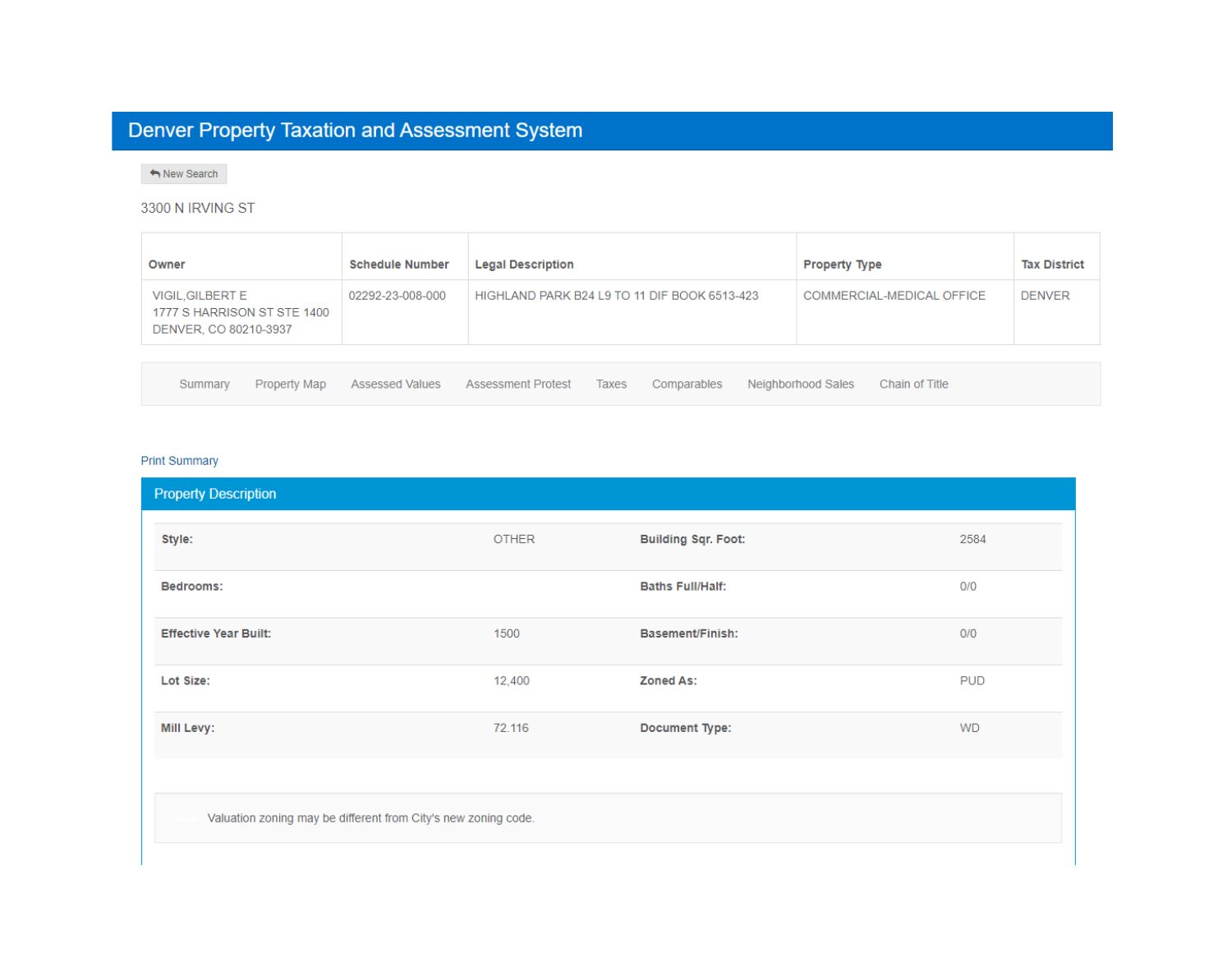# Denver Property Taxation and Assessment System

New Search

3300 N IRVING ST

| Owner | Schedule Number | Legal Description | Property Type | Tax District |
|---|---|---|---|---|
| VIGIL,GILBERT E<br>1777 S HARRISON ST STE 1400<br>DENVER, CO 80210-3937 | 02292-23-008-000 | HIGHLAND PARK B24 L9 TO 11 DIF BOOK 6513-423 | COMMERCIAL-MEDICAL OFFICE | DENVER |

Summary | Property Map | Assessed Values | Assessment Protest | Taxes | Comparables | Neighborhood Sales | Chain of Title

Print Summary

## Property Description

| | | | |
|---|---|---|---|
| **Style:** | OTHER | **Building Sqr. Foot:** | 2584 |
| **Bedrooms:** | | **Baths Full/Half:** | 0/0 |
| **Effective Year Built:** | 1500 | **Basement/Finish:** | 0/0 |
| **Lot Size:** | 12,400 | **Zoned As:** | PUD |
| **Mill Levy:** | 72.116 | **Document Type:** | WD |

Valuation zoning may be different from City's new zoning code.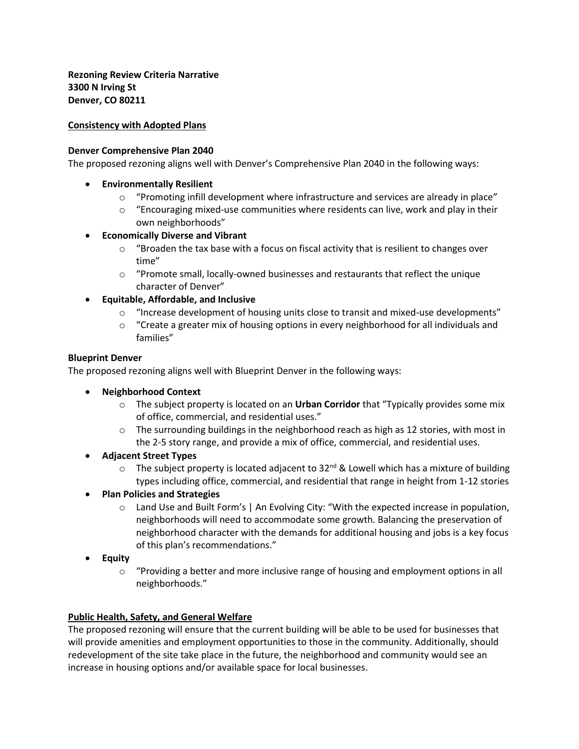**Rezoning Review Criteria Narrative**
**3300 N Irving St**
**Denver, CO 80211**

## Consistency with Adopted Plans

### Denver Comprehensive Plan 2040

The proposed rezoning aligns well with Denver's Comprehensive Plan 2040 in the following ways:

- **Environmentally Resilient**
  - "Promoting infill development where infrastructure and services are already in place"
  - "Encouraging mixed-use communities where residents can live, work and play in their own neighborhoods"
- **Economically Diverse and Vibrant**
  - "Broaden the tax base with a focus on fiscal activity that is resilient to changes over time"
  - "Promote small, locally-owned businesses and restaurants that reflect the unique character of Denver"
- **Equitable, Affordable, and Inclusive**
  - "Increase development of housing units close to transit and mixed-use developments"
  - "Create a greater mix of housing options in every neighborhood for all individuals and families"

### Blueprint Denver

The proposed rezoning aligns well with Blueprint Denver in the following ways:

- **Neighborhood Context**
  - The subject property is located on an **Urban Corridor** that "Typically provides some mix of office, commercial, and residential uses."
  - The surrounding buildings in the neighborhood reach as high as 12 stories, with most in the 2-5 story range, and provide a mix of office, commercial, and residential uses.
- **Adjacent Street Types**
  - The subject property is located adjacent to 32nd & Lowell which has a mixture of building types including office, commercial, and residential that range in height from 1-12 stories
- **Plan Policies and Strategies**
  - Land Use and Built Form's | An Evolving City: "With the expected increase in population, neighborhoods will need to accommodate some growth. Balancing the preservation of neighborhood character with the demands for additional housing and jobs is a key focus of this plan's recommendations."
- **Equity**
  - "Providing a better and more inclusive range of housing and employment options in all neighborhoods."

## Public Health, Safety, and General Welfare

The proposed rezoning will ensure that the current building will be able to be used for businesses that will provide amenities and employment opportunities to those in the community. Additionally, should redevelopment of the site take place in the future, the neighborhood and community would see an increase in housing options and/or available space for local businesses.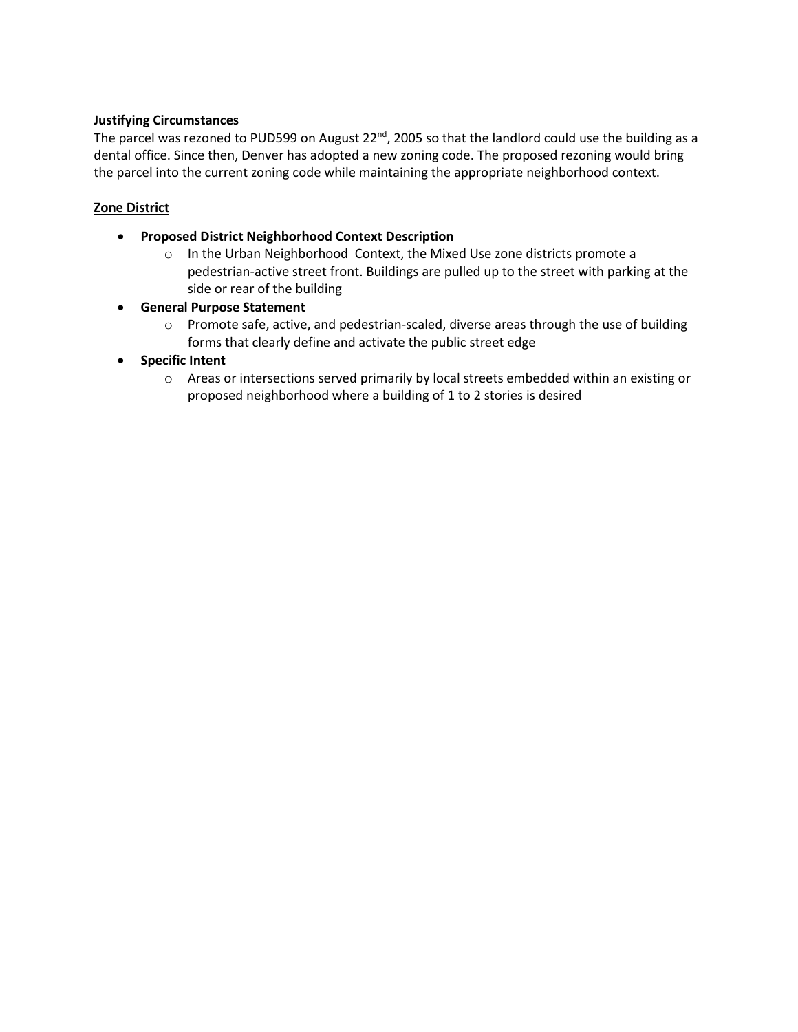**Justifying Circumstances**

The parcel was rezoned to PUD599 on August 22nd, 2005 so that the landlord could use the building as a dental office. Since then, Denver has adopted a new zoning code. The proposed rezoning would bring the parcel into the current zoning code while maintaining the appropriate neighborhood context.

**Zone District**

- **Proposed District Neighborhood Context Description**
  - In the Urban Neighborhood Context, the Mixed Use zone districts promote a pedestrian-active street front. Buildings are pulled up to the street with parking at the side or rear of the building
- **General Purpose Statement**
  - Promote safe, active, and pedestrian-scaled, diverse areas through the use of building forms that clearly define and activate the public street edge
- **Specific Intent**
  - Areas or intersections served primarily by local streets embedded within an existing or proposed neighborhood where a building of 1 to 2 stories is desired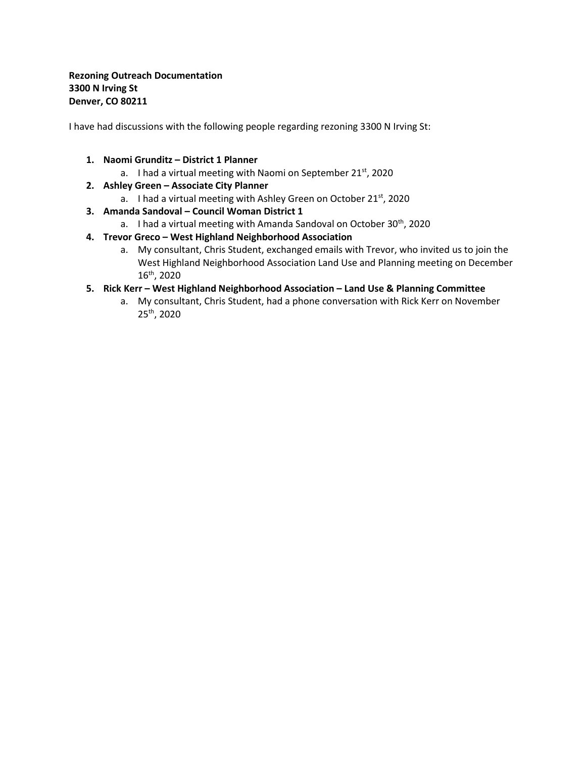**Rezoning Outreach Documentation**
**3300 N Irving St**
**Denver, CO 80211**

I have had discussions with the following people regarding rezoning 3300 N Irving St:

1. **Naomi Grunditz – District 1 Planner**
   a. I had a virtual meeting with Naomi on September 21st, 2020
2. **Ashley Green – Associate City Planner**
   a. I had a virtual meeting with Ashley Green on October 21st, 2020
3. **Amanda Sandoval – Council Woman District 1**
   a. I had a virtual meeting with Amanda Sandoval on October 30th, 2020
4. **Trevor Greco – West Highland Neighborhood Association**
   a. My consultant, Chris Student, exchanged emails with Trevor, who invited us to join the West Highland Neighborhood Association Land Use and Planning meeting on December 16th, 2020
5. **Rick Kerr – West Highland Neighborhood Association – Land Use & Planning Committee**
   a. My consultant, Chris Student, had a phone conversation with Rick Kerr on November 25th, 2020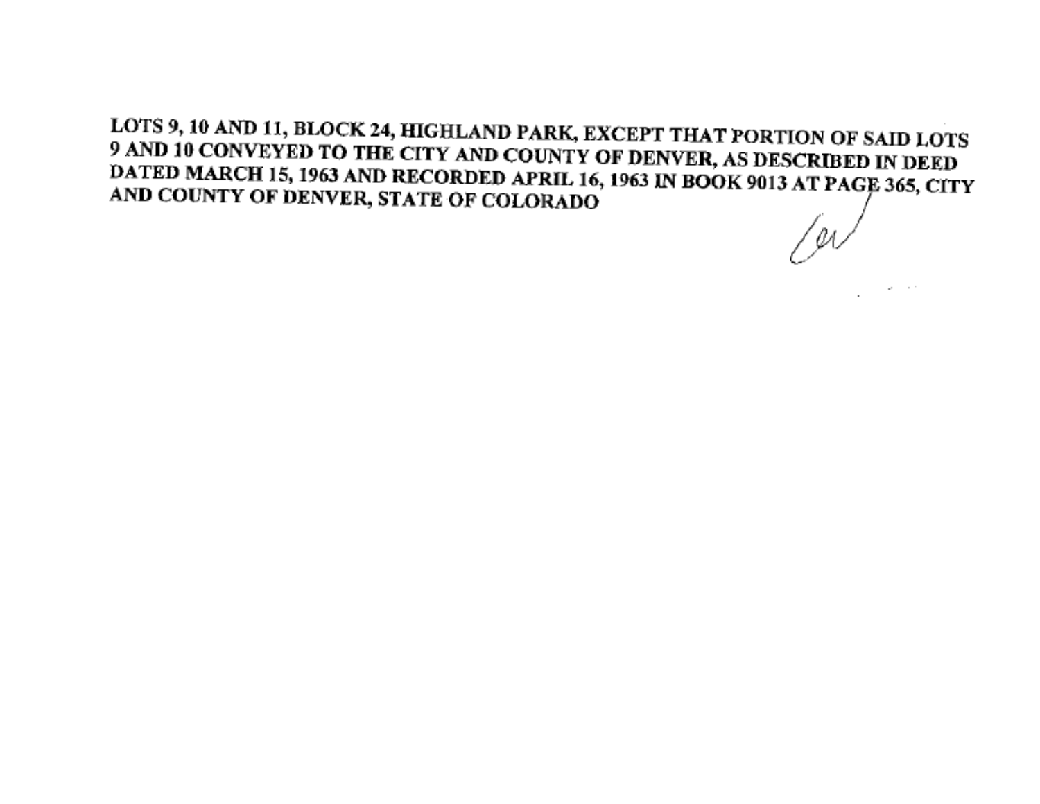**LOTS 9, 10 AND 11, BLOCK 24, HIGHLAND PARK, EXCEPT THAT PORTION OF SAID LOTS 9 AND 10 CONVEYED TO THE CITY AND COUNTY OF DENVER, AS DESCRIBED IN DEED DATED MARCH 15, 1963 AND RECORDED APRIL 16, 1963 IN BOOK 9013 AT PAGE 365, CITY AND COUNTY OF DENVER, STATE OF COLORADO**